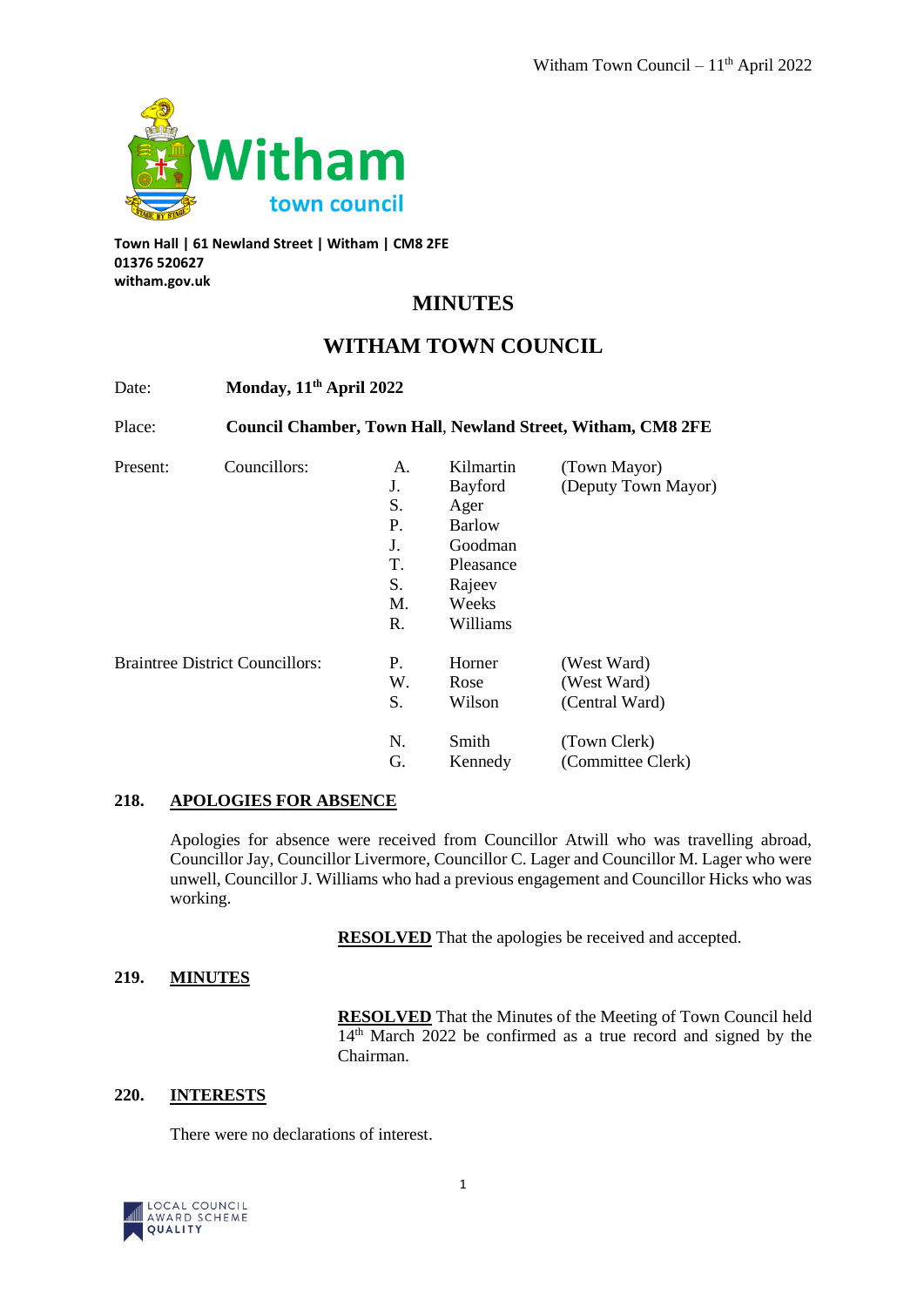Town Hall | 61 Newland Street | Witham | CM8 2FE
01376 520627
witham.gov.uk

# MINUTES

# WITHAM TOWN COUNCIL

Date: **Monday, 11th April 2022**

Place: **Council Chamber, Town Hall, Newland Street, Witham, CM8 2FE**

| Present: | Councillors: | A. | Kilmartin | (Town Mayor) |
|---|---|---|---|---|
| | | J. | Bayford | (Deputy Town Mayor) |
| | | S. | Ager | |
| | | P. | Barlow | |
| | | J. | Goodman | |
| | | T. | Pleasance | |
| | | S. | Rajeev | |
| | | M. | Weeks | |
| | | R. | Williams | |
| Braintree District Councillors: | | P. | Horner | (West Ward) |
| | | W. | Rose | (West Ward) |
| | | S. | Wilson | (Central Ward) |
| | | N. | Smith | (Town Clerk) |
| | | G. | Kennedy | (Committee Clerk) |

## 218. APOLOGIES FOR ABSENCE

Apologies for absence were received from Councillor Atwill who was travelling abroad, Councillor Jay, Councillor Livermore, Councillor C. Lager and Councillor M. Lager who were unwell, Councillor J. Williams who had a previous engagement and Councillor Hicks who was working.

**RESOLVED** That the apologies be received and accepted.

## 219. MINUTES

**RESOLVED** That the Minutes of the Meeting of Town Council held 14th March 2022 be confirmed as a true record and signed by the Chairman.

## 220. INTERESTS

There were no declarations of interest.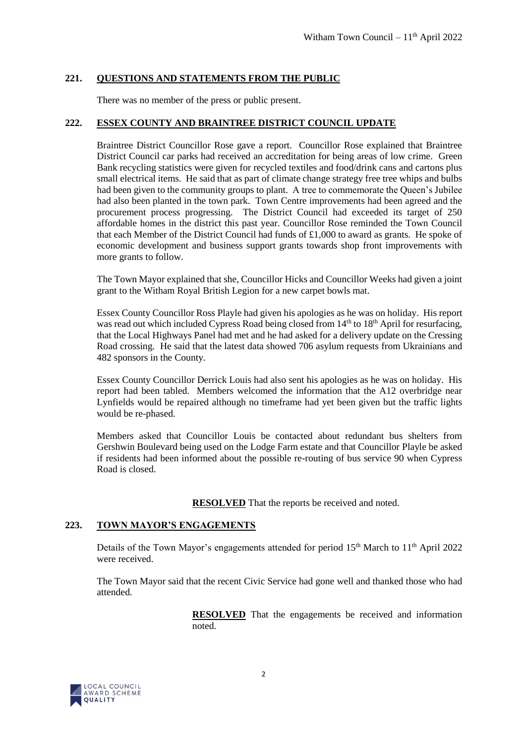## 221. QUESTIONS AND STATEMENTS FROM THE PUBLIC

There was no member of the press or public present.

## 222. ESSEX COUNTY AND BRAINTREE DISTRICT COUNCIL UPDATE

Braintree District Councillor Rose gave a report. Councillor Rose explained that Braintree District Council car parks had received an accreditation for being areas of low crime. Green Bank recycling statistics were given for recycled textiles and food/drink cans and cartons plus small electrical items. He said that as part of climate change strategy free tree whips and bulbs had been given to the community groups to plant. A tree to commemorate the Queen's Jubilee had also been planted in the town park. Town Centre improvements had been agreed and the procurement process progressing. The District Council had exceeded its target of 250 affordable homes in the district this past year. Councillor Rose reminded the Town Council that each Member of the District Council had funds of £1,000 to award as grants. He spoke of economic development and business support grants towards shop front improvements with more grants to follow.

The Town Mayor explained that she, Councillor Hicks and Councillor Weeks had given a joint grant to the Witham Royal British Legion for a new carpet bowls mat.

Essex County Councillor Ross Playle had given his apologies as he was on holiday. His report was read out which included Cypress Road being closed from 14th to 18th April for resurfacing, that the Local Highways Panel had met and he had asked for a delivery update on the Cressing Road crossing. He said that the latest data showed 706 asylum requests from Ukrainians and 482 sponsors in the County.

Essex County Councillor Derrick Louis had also sent his apologies as he was on holiday. His report had been tabled. Members welcomed the information that the A12 overbridge near Lynfields would be repaired although no timeframe had yet been given but the traffic lights would be re-phased.

Members asked that Councillor Louis be contacted about redundant bus shelters from Gershwin Boulevard being used on the Lodge Farm estate and that Councillor Playle be asked if residents had been informed about the possible re-routing of bus service 90 when Cypress Road is closed.

**RESOLVED** That the reports be received and noted.

## 223. TOWN MAYOR'S ENGAGEMENTS

Details of the Town Mayor's engagements attended for period 15th March to 11th April 2022 were received.

The Town Mayor said that the recent Civic Service had gone well and thanked those who had attended.

**RESOLVED** That the engagements be received and information noted.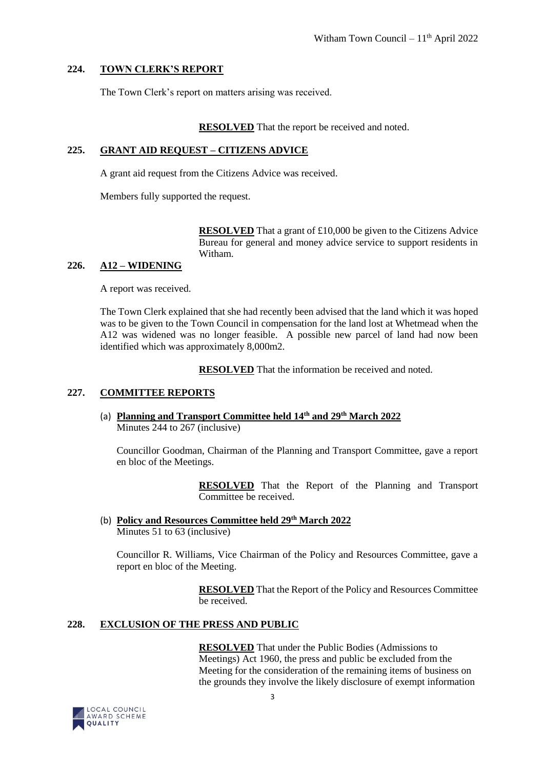## 224. TOWN CLERK'S REPORT

The Town Clerk's report on matters arising was received.

**RESOLVED** That the report be received and noted.

## 225. GRANT AID REQUEST – CITIZENS ADVICE

A grant aid request from the Citizens Advice was received.

Members fully supported the request.

**RESOLVED** That a grant of £10,000 be given to the Citizens Advice Bureau for general and money advice service to support residents in Witham.

## 226. A12 – WIDENING

A report was received.

The Town Clerk explained that she had recently been advised that the land which it was hoped was to be given to the Town Council in compensation for the land lost at Whetmead when the A12 was widened was no longer feasible. A possible new parcel of land had now been identified which was approximately 8,000m2.

**RESOLVED** That the information be received and noted.

## 227. COMMITTEE REPORTS

(a) **Planning and Transport Committee held 14th and 29th March 2022**
Minutes 244 to 267 (inclusive)

Councillor Goodman, Chairman of the Planning and Transport Committee, gave a report en bloc of the Meetings.

**RESOLVED** That the Report of the Planning and Transport Committee be received.

(b) **Policy and Resources Committee held 29th March 2022**
Minutes 51 to 63 (inclusive)

Councillor R. Williams, Vice Chairman of the Policy and Resources Committee, gave a report en bloc of the Meeting.

**RESOLVED** That the Report of the Policy and Resources Committee be received.

## 228. EXCLUSION OF THE PRESS AND PUBLIC

**RESOLVED** That under the Public Bodies (Admissions to Meetings) Act 1960, the press and public be excluded from the Meeting for the consideration of the remaining items of business on the grounds they involve the likely disclosure of exempt information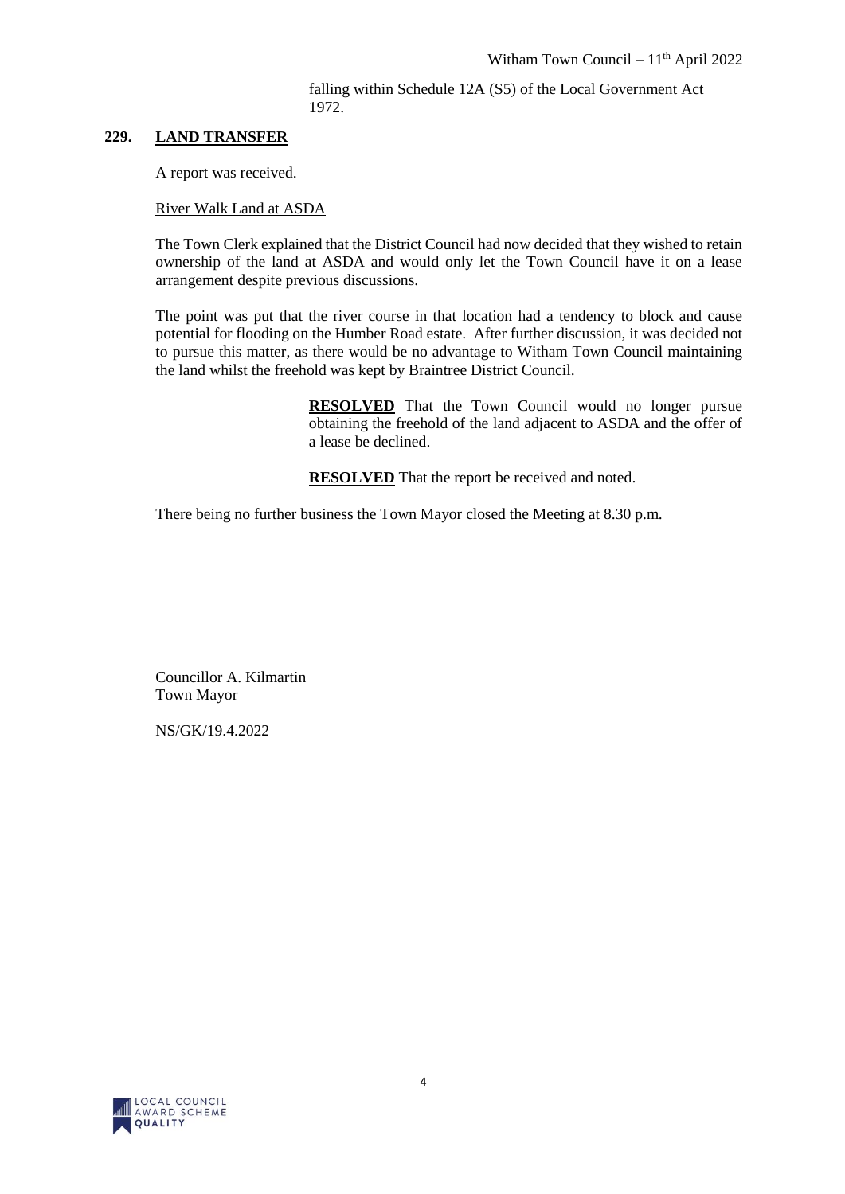falling within Schedule 12A (S5) of the Local Government Act 1972.

## 229. LAND TRANSFER

A report was received.

River Walk Land at ASDA

The Town Clerk explained that the District Council had now decided that they wished to retain ownership of the land at ASDA and would only let the Town Council have it on a lease arrangement despite previous discussions.

The point was put that the river course in that location had a tendency to block and cause potential for flooding on the Humber Road estate. After further discussion, it was decided not to pursue this matter, as there would be no advantage to Witham Town Council maintaining the land whilst the freehold was kept by Braintree District Council.

> **RESOLVED** That the Town Council would no longer pursue obtaining the freehold of the land adjacent to ASDA and the offer of a lease be declined.

> **RESOLVED** That the report be received and noted.

There being no further business the Town Mayor closed the Meeting at 8.30 p.m.

Councillor A. Kilmartin
Town Mayor

NS/GK/19.4.2022